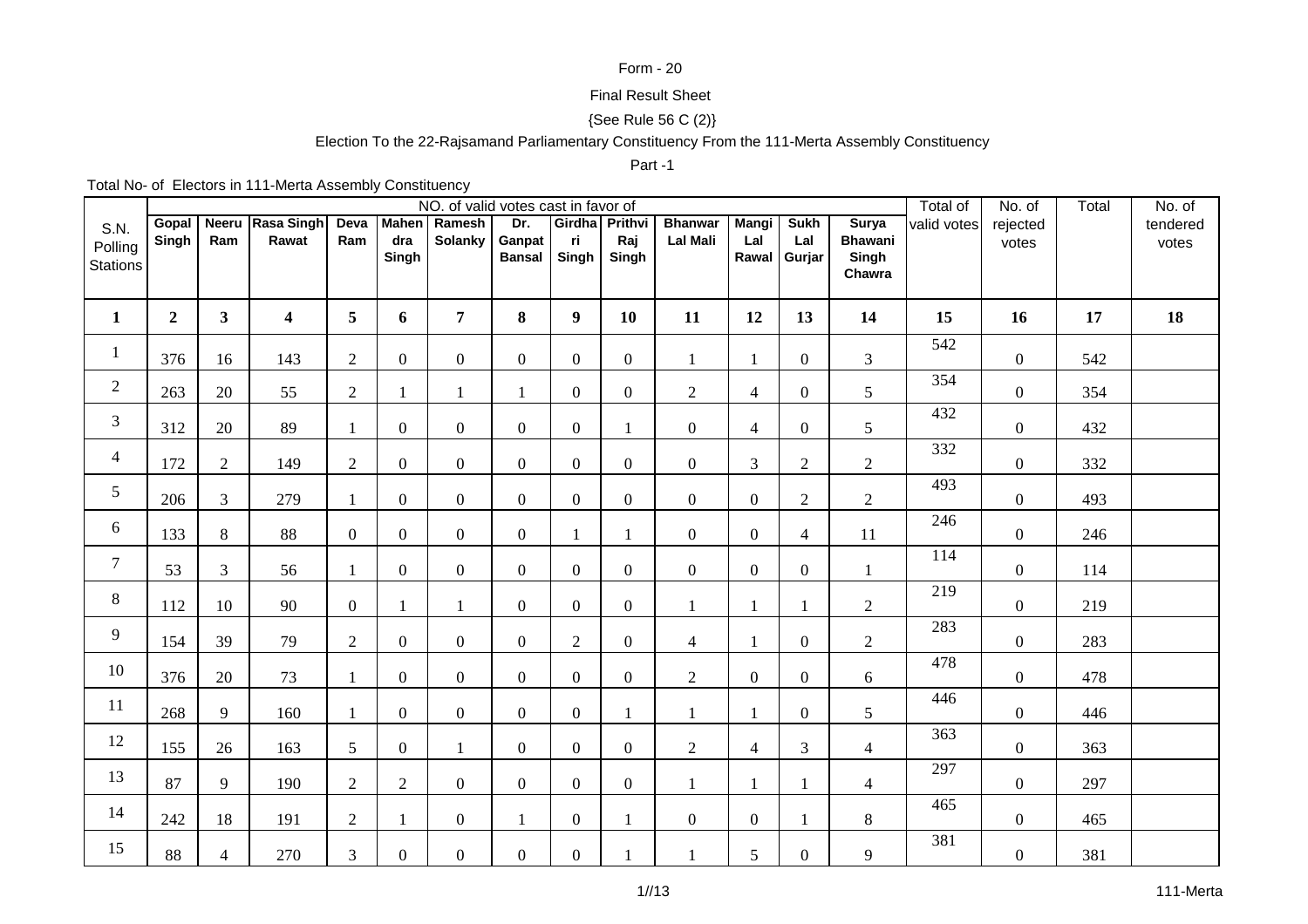Form - 20

Final Result Sheet

{See Rule 56 C (2)}

Election To the 22-Rajsamand Parliamentary Constituency From the 111-Merta Assembly Constituency

Part -1

Total No- of Electors in 111-Merta Assembly Constituency

| S.N. Polling Stations | NO. of valid votes cast in favor of | | | | | | | | | | | | | Total of valid votes | No. of rejected votes | Total | No. of tendered votes |
|---|---|---|---|---|---|---|---|---|---|---|---|---|---|---|---|---|---|
| | Gopal Singh | Neeru Ram | Rasa Singh Rawat | Deva Ram | Mahendra Singh | Ramesh Solanky | Dr. Ganpat Bansal | Girdhari Singh | Prithvi Raj Singh | Bhanwar Lal Mali | Mangi Lal Rawal | Sukh Lal Gurjar | Surya Bhawani Singh Chawra | | | | |
| **1** | **2** | **3** | **4** | **5** | **6** | **7** | **8** | **9** | **10** | **11** | **12** | **13** | **14** | **15** | **16** | **17** | **18** |
| 1 | 376 | 16 | 143 | 2 | 0 | 0 | 0 | 0 | 0 | 1 | 1 | 0 | 3 | 542 | 0 | 542 | |
| 2 | 263 | 20 | 55 | 2 | 1 | 1 | 1 | 0 | 0 | 2 | 4 | 0 | 5 | 354 | 0 | 354 | |
| 3 | 312 | 20 | 89 | 1 | 0 | 0 | 0 | 0 | 1 | 0 | 4 | 0 | 5 | 432 | 0 | 432 | |
| 4 | 172 | 2 | 149 | 2 | 0 | 0 | 0 | 0 | 0 | 0 | 3 | 2 | 2 | 332 | 0 | 332 | |
| 5 | 206 | 3 | 279 | 1 | 0 | 0 | 0 | 0 | 0 | 0 | 0 | 2 | 2 | 493 | 0 | 493 | |
| 6 | 133 | 8 | 88 | 0 | 0 | 0 | 0 | 1 | 1 | 0 | 0 | 4 | 11 | 246 | 0 | 246 | |
| 7 | 53 | 3 | 56 | 1 | 0 | 0 | 0 | 0 | 0 | 0 | 0 | 0 | 1 | 114 | 0 | 114 | |
| 8 | 112 | 10 | 90 | 0 | 1 | 1 | 0 | 0 | 0 | 1 | 1 | 1 | 2 | 219 | 0 | 219 | |
| 9 | 154 | 39 | 79 | 2 | 0 | 0 | 0 | 2 | 0 | 4 | 1 | 0 | 2 | 283 | 0 | 283 | |
| 10 | 376 | 20 | 73 | 1 | 0 | 0 | 0 | 0 | 0 | 2 | 0 | 0 | 6 | 478 | 0 | 478 | |
| 11 | 268 | 9 | 160 | 1 | 0 | 0 | 0 | 0 | 1 | 1 | 1 | 0 | 5 | 446 | 0 | 446 | |
| 12 | 155 | 26 | 163 | 5 | 0 | 1 | 0 | 0 | 0 | 2 | 4 | 3 | 4 | 363 | 0 | 363 | |
| 13 | 87 | 9 | 190 | 2 | 2 | 0 | 0 | 0 | 0 | 1 | 1 | 1 | 4 | 297 | 0 | 297 | |
| 14 | 242 | 18 | 191 | 2 | 1 | 0 | 1 | 0 | 1 | 0 | 0 | 1 | 8 | 465 | 0 | 465 | |
| 15 | 88 | 4 | 270 | 3 | 0 | 0 | 0 | 0 | 1 | 1 | 5 | 0 | 9 | 381 | 0 | 381 | |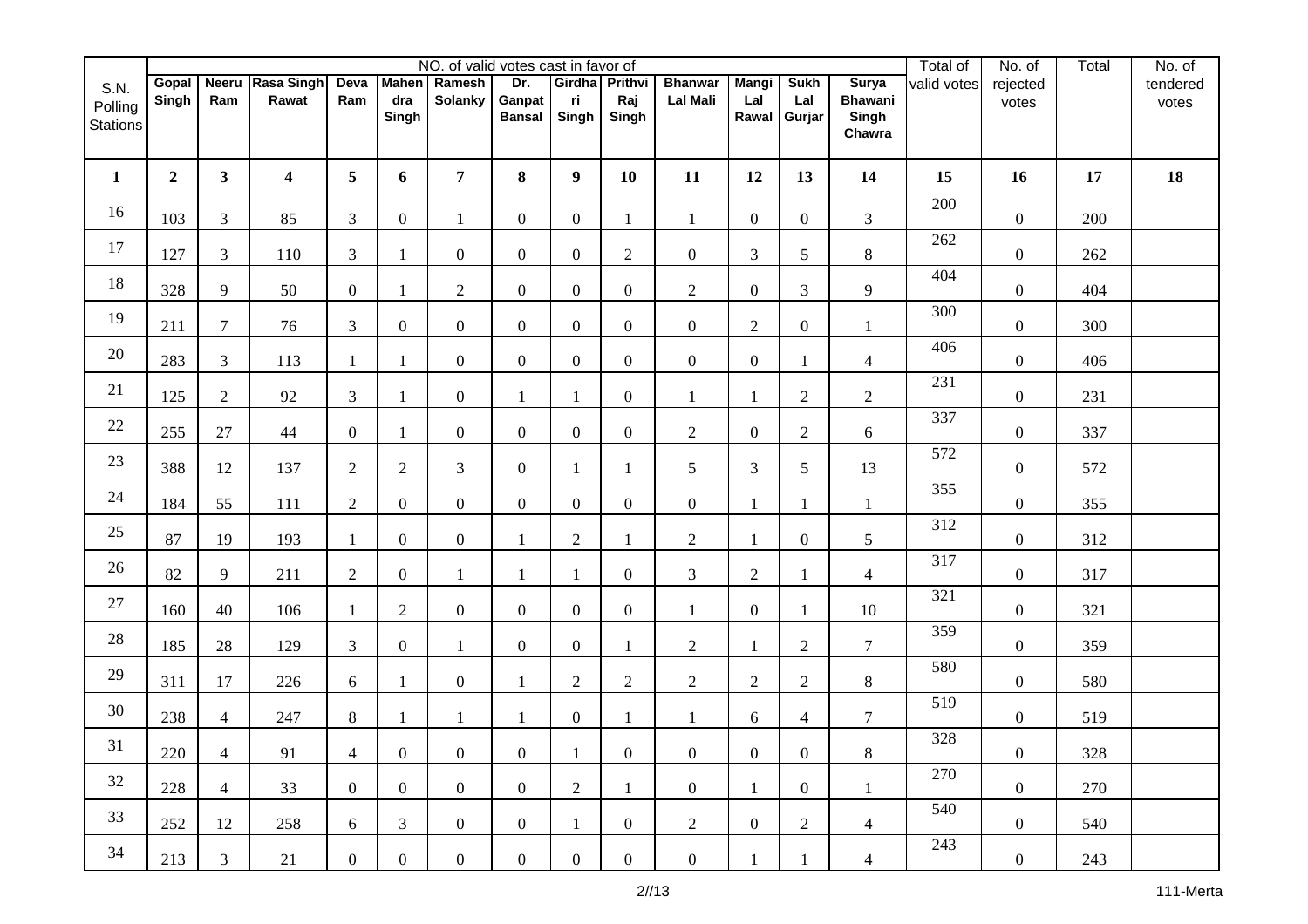| S.N. Polling Stations | NO. of valid votes cast in favor of | | | | | | | | | | | | | Total of valid votes | No. of rejected votes | Total | No. of tendered votes |
|---|---|---|---|---|---|---|---|---|---|---|---|---|---|---|---|---|---|
| | Gopal Singh | Neeru Ram | Rasa Singh Rawat | Deva Ram | Mahendra Singh | Ramesh Solanky | Dr. Ganpat Bansal | Girdhari Singh | Prithvi Raj Singh | Bhanwar Lal Mali | Mangi Lal Rawal | Sukh Lal Gurjar | Surya Bhawani Singh Chawra | | | | |
| 1 | 2 | 3 | 4 | 5 | 6 | 7 | 8 | 9 | 10 | 11 | 12 | 13 | 14 | 15 | 16 | 17 | 18 |
| 16 | 103 | 3 | 85 | 3 | 0 | 1 | 0 | 0 | 1 | 1 | 0 | 0 | 3 | 200 | 0 | 200 | |
| 17 | 127 | 3 | 110 | 3 | 1 | 0 | 0 | 0 | 2 | 0 | 3 | 5 | 8 | 262 | 0 | 262 | |
| 18 | 328 | 9 | 50 | 0 | 1 | 2 | 0 | 0 | 0 | 2 | 0 | 3 | 9 | 404 | 0 | 404 | |
| 19 | 211 | 7 | 76 | 3 | 0 | 0 | 0 | 0 | 0 | 0 | 2 | 0 | 1 | 300 | 0 | 300 | |
| 20 | 283 | 3 | 113 | 1 | 1 | 0 | 0 | 0 | 0 | 0 | 0 | 1 | 4 | 406 | 0 | 406 | |
| 21 | 125 | 2 | 92 | 3 | 1 | 0 | 1 | 1 | 0 | 1 | 1 | 2 | 2 | 231 | 0 | 231 | |
| 22 | 255 | 27 | 44 | 0 | 1 | 0 | 0 | 0 | 0 | 2 | 0 | 2 | 6 | 337 | 0 | 337 | |
| 23 | 388 | 12 | 137 | 2 | 2 | 3 | 0 | 1 | 1 | 5 | 3 | 5 | 13 | 572 | 0 | 572 | |
| 24 | 184 | 55 | 111 | 2 | 0 | 0 | 0 | 0 | 0 | 0 | 1 | 1 | 1 | 355 | 0 | 355 | |
| 25 | 87 | 19 | 193 | 1 | 0 | 0 | 1 | 2 | 1 | 2 | 1 | 0 | 5 | 312 | 0 | 312 | |
| 26 | 82 | 9 | 211 | 2 | 0 | 1 | 1 | 1 | 0 | 3 | 2 | 1 | 4 | 317 | 0 | 317 | |
| 27 | 160 | 40 | 106 | 1 | 2 | 0 | 0 | 0 | 0 | 1 | 0 | 1 | 10 | 321 | 0 | 321 | |
| 28 | 185 | 28 | 129 | 3 | 0 | 1 | 0 | 0 | 1 | 2 | 1 | 2 | 7 | 359 | 0 | 359 | |
| 29 | 311 | 17 | 226 | 6 | 1 | 0 | 1 | 2 | 2 | 2 | 2 | 2 | 8 | 580 | 0 | 580 | |
| 30 | 238 | 4 | 247 | 8 | 1 | 1 | 1 | 0 | 1 | 1 | 6 | 4 | 7 | 519 | 0 | 519 | |
| 31 | 220 | 4 | 91 | 4 | 0 | 0 | 0 | 1 | 0 | 0 | 0 | 0 | 8 | 328 | 0 | 328 | |
| 32 | 228 | 4 | 33 | 0 | 0 | 0 | 0 | 2 | 1 | 0 | 1 | 0 | 1 | 270 | 0 | 270 | |
| 33 | 252 | 12 | 258 | 6 | 3 | 0 | 0 | 1 | 0 | 2 | 0 | 2 | 4 | 540 | 0 | 540 | |
| 34 | 213 | 3 | 21 | 0 | 0 | 0 | 0 | 0 | 0 | 0 | 1 | 1 | 4 | 243 | 0 | 243 | |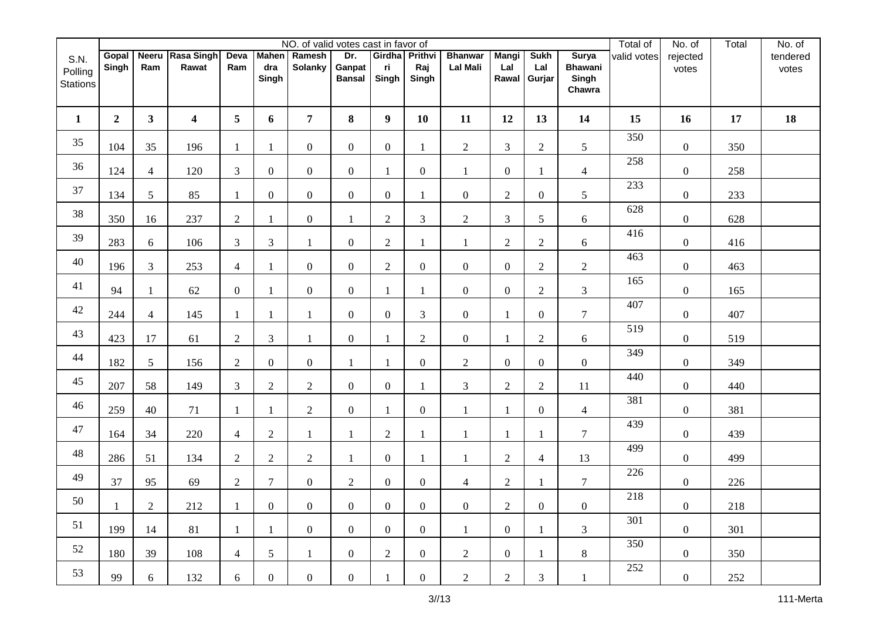| S.N. Polling Stations | NO. of valid votes cast in favor of | | | | | | | | | | | | | Total of valid votes | No. of rejected votes | Total | No. of tendered votes |
|---|---|---|---|---|---|---|---|---|---|---|---|---|---|---|---|---|---|
| | Gopal Singh | Neeru Ram | Rasa Singh Rawat | Deva Ram | Mahendra Singh | Ramesh Solanky | Dr. Ganpat Bansal | Girdhari Singh | Prithvi Raj Singh | Bhanwar Lal Mali | Mangi Lal Rawal | Sukh Lal Gurjar | Surya Bhawani Singh Chawra | | | | |
| **1** | **2** | **3** | **4** | **5** | **6** | **7** | **8** | **9** | **10** | **11** | **12** | **13** | **14** | **15** | **16** | **17** | **18** |
| 35 | 104 | 35 | 196 | 1 | 1 | 0 | 0 | 0 | 1 | 2 | 3 | 2 | 5 | 350 | 0 | 350 | |
| 36 | 124 | 4 | 120 | 3 | 0 | 0 | 0 | 1 | 0 | 1 | 0 | 1 | 4 | 258 | 0 | 258 | |
| 37 | 134 | 5 | 85 | 1 | 0 | 0 | 0 | 0 | 1 | 0 | 2 | 0 | 5 | 233 | 0 | 233 | |
| 38 | 350 | 16 | 237 | 2 | 1 | 0 | 1 | 2 | 3 | 2 | 3 | 5 | 6 | 628 | 0 | 628 | |
| 39 | 283 | 6 | 106 | 3 | 3 | 1 | 0 | 2 | 1 | 1 | 2 | 2 | 6 | 416 | 0 | 416 | |
| 40 | 196 | 3 | 253 | 4 | 1 | 0 | 0 | 2 | 0 | 0 | 0 | 2 | 2 | 463 | 0 | 463 | |
| 41 | 94 | 1 | 62 | 0 | 1 | 0 | 0 | 1 | 1 | 0 | 0 | 2 | 3 | 165 | 0 | 165 | |
| 42 | 244 | 4 | 145 | 1 | 1 | 1 | 0 | 0 | 3 | 0 | 1 | 0 | 7 | 407 | 0 | 407 | |
| 43 | 423 | 17 | 61 | 2 | 3 | 1 | 0 | 1 | 2 | 0 | 1 | 2 | 6 | 519 | 0 | 519 | |
| 44 | 182 | 5 | 156 | 2 | 0 | 0 | 1 | 1 | 0 | 2 | 0 | 0 | 0 | 349 | 0 | 349 | |
| 45 | 207 | 58 | 149 | 3 | 2 | 2 | 0 | 0 | 1 | 3 | 2 | 2 | 11 | 440 | 0 | 440 | |
| 46 | 259 | 40 | 71 | 1 | 1 | 2 | 0 | 1 | 0 | 1 | 1 | 0 | 4 | 381 | 0 | 381 | |
| 47 | 164 | 34 | 220 | 4 | 2 | 1 | 1 | 2 | 1 | 1 | 1 | 1 | 7 | 439 | 0 | 439 | |
| 48 | 286 | 51 | 134 | 2 | 2 | 2 | 1 | 0 | 1 | 1 | 2 | 4 | 13 | 499 | 0 | 499 | |
| 49 | 37 | 95 | 69 | 2 | 7 | 0 | 2 | 0 | 0 | 4 | 2 | 1 | 7 | 226 | 0 | 226 | |
| 50 | 1 | 2 | 212 | 1 | 0 | 0 | 0 | 0 | 0 | 0 | 2 | 0 | 0 | 218 | 0 | 218 | |
| 51 | 199 | 14 | 81 | 1 | 1 | 0 | 0 | 0 | 0 | 1 | 0 | 1 | 3 | 301 | 0 | 301 | |
| 52 | 180 | 39 | 108 | 4 | 5 | 1 | 0 | 2 | 0 | 2 | 0 | 1 | 8 | 350 | 0 | 350 | |
| 53 | 99 | 6 | 132 | 6 | 0 | 0 | 0 | 1 | 0 | 2 | 2 | 3 | 1 | 252 | 0 | 252 | |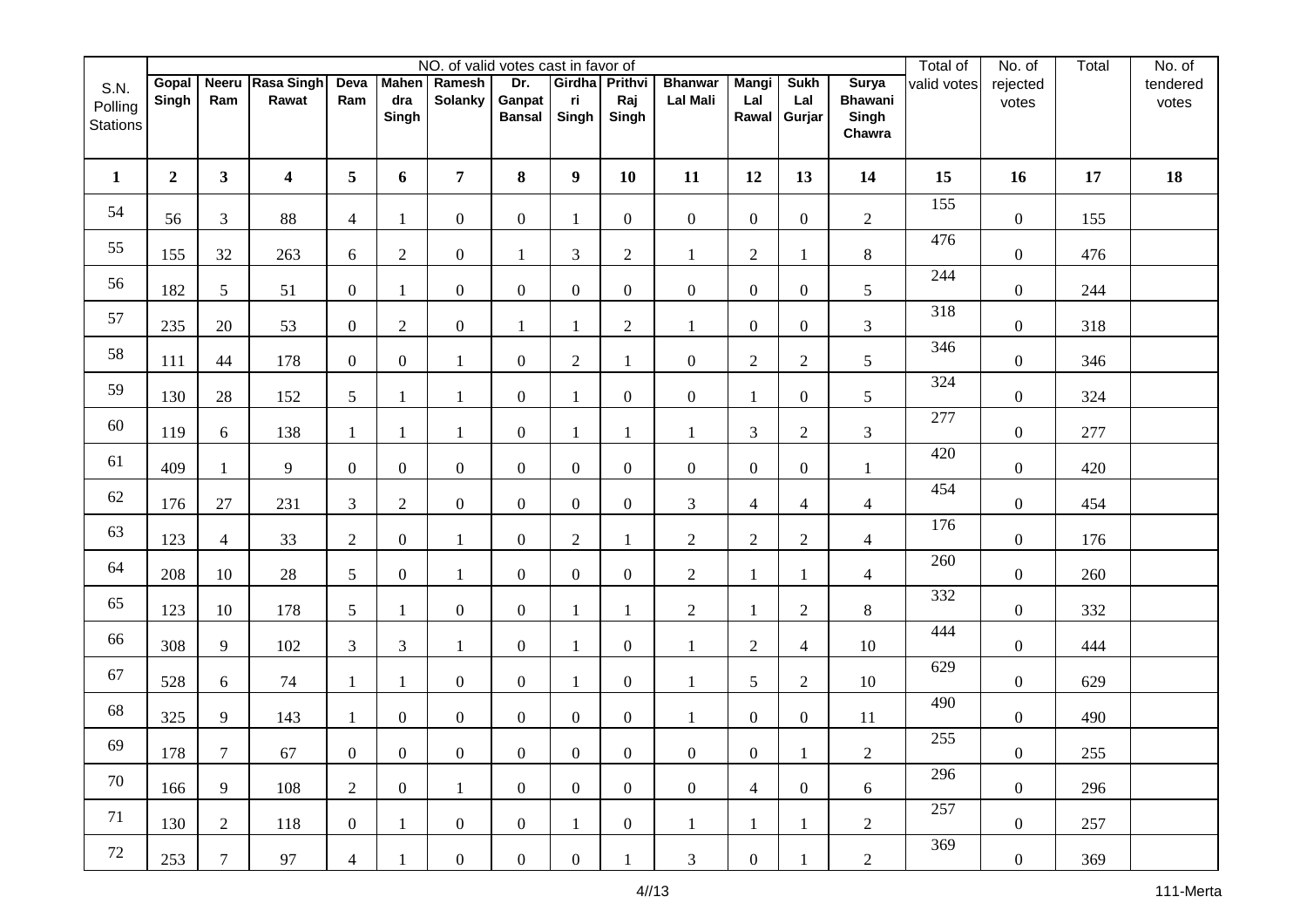| S.N. Polling Stations | NO. of valid votes cast in favor of | | | | | | | | | | | | | Total of valid votes | No. of rejected votes | Total | No. of tendered votes |
|---|---|---|---|---|---|---|---|---|---|---|---|---|---|---|---|---|---|
| | Gopal Singh | Neeru Ram | Rasa Singh Rawat | Deva Ram | Mahendra Singh | Ramesh Solanky | Dr. Ganpat Bansal | Girdhari Singh | Prithvi Raj Singh | Bhanwar Lal Mali | Mangi Lal Rawal | Sukh Lal Gurjar | Surya Bhawani Singh Chawra | | | | |
| 1 | 2 | 3 | 4 | 5 | 6 | 7 | 8 | 9 | 10 | 11 | 12 | 13 | 14 | 15 | 16 | 17 | 18 |
| 54 | 56 | 3 | 88 | 4 | 1 | 0 | 0 | 1 | 0 | 0 | 0 | 0 | 2 | 155 | 0 | 155 | |
| 55 | 155 | 32 | 263 | 6 | 2 | 0 | 1 | 3 | 2 | 1 | 2 | 1 | 8 | 476 | 0 | 476 | |
| 56 | 182 | 5 | 51 | 0 | 1 | 0 | 0 | 0 | 0 | 0 | 0 | 0 | 5 | 244 | 0 | 244 | |
| 57 | 235 | 20 | 53 | 0 | 2 | 0 | 1 | 1 | 2 | 1 | 0 | 0 | 3 | 318 | 0 | 318 | |
| 58 | 111 | 44 | 178 | 0 | 0 | 1 | 0 | 2 | 1 | 0 | 2 | 2 | 5 | 346 | 0 | 346 | |
| 59 | 130 | 28 | 152 | 5 | 1 | 1 | 0 | 1 | 0 | 0 | 1 | 0 | 5 | 324 | 0 | 324 | |
| 60 | 119 | 6 | 138 | 1 | 1 | 1 | 0 | 1 | 1 | 1 | 3 | 2 | 3 | 277 | 0 | 277 | |
| 61 | 409 | 1 | 9 | 0 | 0 | 0 | 0 | 0 | 0 | 0 | 0 | 0 | 1 | 420 | 0 | 420 | |
| 62 | 176 | 27 | 231 | 3 | 2 | 0 | 0 | 0 | 0 | 3 | 4 | 4 | 4 | 454 | 0 | 454 | |
| 63 | 123 | 4 | 33 | 2 | 0 | 1 | 0 | 2 | 1 | 2 | 2 | 2 | 4 | 176 | 0 | 176 | |
| 64 | 208 | 10 | 28 | 5 | 0 | 1 | 0 | 0 | 0 | 2 | 1 | 1 | 4 | 260 | 0 | 260 | |
| 65 | 123 | 10 | 178 | 5 | 1 | 0 | 0 | 1 | 1 | 2 | 1 | 2 | 8 | 332 | 0 | 332 | |
| 66 | 308 | 9 | 102 | 3 | 3 | 1 | 0 | 1 | 0 | 1 | 2 | 4 | 10 | 444 | 0 | 444 | |
| 67 | 528 | 6 | 74 | 1 | 1 | 0 | 0 | 1 | 0 | 1 | 5 | 2 | 10 | 629 | 0 | 629 | |
| 68 | 325 | 9 | 143 | 1 | 0 | 0 | 0 | 0 | 0 | 1 | 0 | 0 | 11 | 490 | 0 | 490 | |
| 69 | 178 | 7 | 67 | 0 | 0 | 0 | 0 | 0 | 0 | 0 | 0 | 1 | 2 | 255 | 0 | 255 | |
| 70 | 166 | 9 | 108 | 2 | 0 | 1 | 0 | 0 | 0 | 0 | 4 | 0 | 6 | 296 | 0 | 296 | |
| 71 | 130 | 2 | 118 | 0 | 1 | 0 | 0 | 1 | 0 | 1 | 1 | 1 | 2 | 257 | 0 | 257 | |
| 72 | 253 | 7 | 97 | 4 | 1 | 0 | 0 | 0 | 1 | 3 | 0 | 1 | 2 | 369 | 0 | 369 | |

111-Merta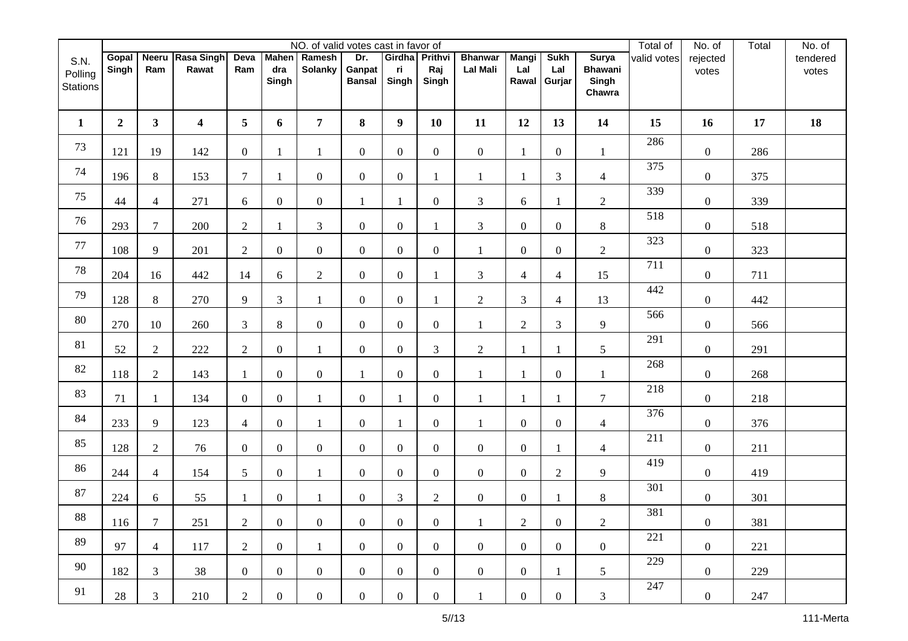| S.N. Polling Stations | NO. of valid votes cast in favor of | | | | | | | | | | | | | Total of valid votes | No. of rejected votes | Total | No. of tendered votes |
|---|---|---|---|---|---|---|---|---|---|---|---|---|---|---|---|---|---|
| | Gopal Singh | Neeru Ram | Rasa Singh Rawat | Deva Ram | Mahendra Singh | Ramesh Solanky | Dr. Ganpat Bansal | Girdhari Singh | Prithvi Raj Singh | Bhanwar Lal Mali | Mangi Lal Rawal | Sukh Lal Gurjar | Surya Bhawani Singh Chawra | | | | |
| 1 | 2 | 3 | 4 | 5 | 6 | 7 | 8 | 9 | 10 | 11 | 12 | 13 | 14 | 15 | 16 | 17 | 18 |
| 73 | 121 | 19 | 142 | 0 | 1 | 1 | 0 | 0 | 0 | 0 | 1 | 0 | 1 | 286 | 0 | 286 | |
| 74 | 196 | 8 | 153 | 7 | 1 | 0 | 0 | 0 | 1 | 1 | 1 | 3 | 4 | 375 | 0 | 375 | |
| 75 | 44 | 4 | 271 | 6 | 0 | 0 | 1 | 1 | 0 | 3 | 6 | 1 | 2 | 339 | 0 | 339 | |
| 76 | 293 | 7 | 200 | 2 | 1 | 3 | 0 | 0 | 1 | 3 | 0 | 0 | 8 | 518 | 0 | 518 | |
| 77 | 108 | 9 | 201 | 2 | 0 | 0 | 0 | 0 | 0 | 1 | 0 | 0 | 2 | 323 | 0 | 323 | |
| 78 | 204 | 16 | 442 | 14 | 6 | 2 | 0 | 0 | 1 | 3 | 4 | 4 | 15 | 711 | 0 | 711 | |
| 79 | 128 | 8 | 270 | 9 | 3 | 1 | 0 | 0 | 1 | 2 | 3 | 4 | 13 | 442 | 0 | 442 | |
| 80 | 270 | 10 | 260 | 3 | 8 | 0 | 0 | 0 | 0 | 1 | 2 | 3 | 9 | 566 | 0 | 566 | |
| 81 | 52 | 2 | 222 | 2 | 0 | 1 | 0 | 0 | 3 | 2 | 1 | 1 | 5 | 291 | 0 | 291 | |
| 82 | 118 | 2 | 143 | 1 | 0 | 0 | 1 | 0 | 0 | 1 | 1 | 0 | 1 | 268 | 0 | 268 | |
| 83 | 71 | 1 | 134 | 0 | 0 | 1 | 0 | 1 | 0 | 1 | 1 | 1 | 7 | 218 | 0 | 218 | |
| 84 | 233 | 9 | 123 | 4 | 0 | 1 | 0 | 1 | 0 | 1 | 0 | 0 | 4 | 376 | 0 | 376 | |
| 85 | 128 | 2 | 76 | 0 | 0 | 0 | 0 | 0 | 0 | 0 | 0 | 1 | 4 | 211 | 0 | 211 | |
| 86 | 244 | 4 | 154 | 5 | 0 | 1 | 0 | 0 | 0 | 0 | 0 | 2 | 9 | 419 | 0 | 419 | |
| 87 | 224 | 6 | 55 | 1 | 0 | 1 | 0 | 3 | 2 | 0 | 0 | 1 | 8 | 301 | 0 | 301 | |
| 88 | 116 | 7 | 251 | 2 | 0 | 0 | 0 | 0 | 0 | 1 | 2 | 0 | 2 | 381 | 0 | 381 | |
| 89 | 97 | 4 | 117 | 2 | 0 | 1 | 0 | 0 | 0 | 0 | 0 | 0 | 0 | 221 | 0 | 221 | |
| 90 | 182 | 3 | 38 | 0 | 0 | 0 | 0 | 0 | 0 | 0 | 0 | 1 | 5 | 229 | 0 | 229 | |
| 91 | 28 | 3 | 210 | 2 | 0 | 0 | 0 | 0 | 0 | 1 | 0 | 0 | 3 | 247 | 0 | 247 | |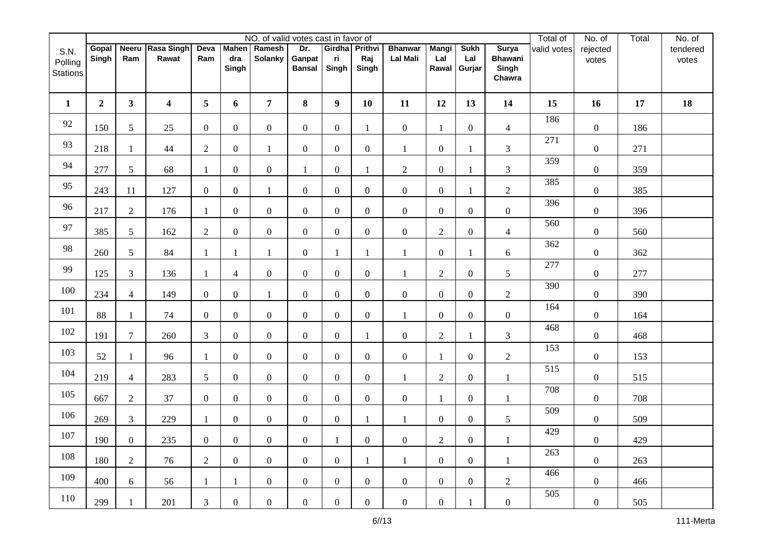| S.N. Polling Stations | NO. of valid votes cast in favor of | | | | | | | | | | | | | Total of valid votes | No. of rejected votes | Total | No. of tendered votes |
|---|---|---|---|---|---|---|---|---|---|---|---|---|---|---|---|---|---|
| | Gopal Singh | Neeru Ram | Rasa Singh Rawat | Deva Ram | Mahendra Singh | Ramesh Solanky | Dr. Ganpat Bansal | Girdhari Singh | Prithvi Raj Singh | Bhanwar Lal Mali | Mangi Lal Rawal | Sukh Lal Gurjar | Surya Bhawani Singh Chawra | | | | |
| 1 | 2 | 3 | 4 | 5 | 6 | 7 | 8 | 9 | 10 | 11 | 12 | 13 | 14 | 15 | 16 | 17 | 18 |
| 92 | 150 | 5 | 25 | 0 | 0 | 0 | 0 | 0 | 1 | 0 | 1 | 0 | 4 | 186 | 0 | 186 | |
| 93 | 218 | 1 | 44 | 2 | 0 | 1 | 0 | 0 | 0 | 1 | 0 | 1 | 3 | 271 | 0 | 271 | |
| 94 | 277 | 5 | 68 | 1 | 0 | 0 | 1 | 0 | 1 | 2 | 0 | 1 | 3 | 359 | 0 | 359 | |
| 95 | 243 | 11 | 127 | 0 | 0 | 1 | 0 | 0 | 0 | 0 | 0 | 1 | 2 | 385 | 0 | 385 | |
| 96 | 217 | 2 | 176 | 1 | 0 | 0 | 0 | 0 | 0 | 0 | 0 | 0 | 0 | 396 | 0 | 396 | |
| 97 | 385 | 5 | 162 | 2 | 0 | 0 | 0 | 0 | 0 | 0 | 2 | 0 | 4 | 560 | 0 | 560 | |
| 98 | 260 | 5 | 84 | 1 | 1 | 1 | 0 | 1 | 1 | 1 | 0 | 1 | 6 | 362 | 0 | 362 | |
| 99 | 125 | 3 | 136 | 1 | 4 | 0 | 0 | 0 | 0 | 1 | 2 | 0 | 5 | 277 | 0 | 277 | |
| 100 | 234 | 4 | 149 | 0 | 0 | 1 | 0 | 0 | 0 | 0 | 0 | 0 | 2 | 390 | 0 | 390 | |
| 101 | 88 | 1 | 74 | 0 | 0 | 0 | 0 | 0 | 0 | 1 | 0 | 0 | 0 | 164 | 0 | 164 | |
| 102 | 191 | 7 | 260 | 3 | 0 | 0 | 0 | 0 | 1 | 0 | 2 | 1 | 3 | 468 | 0 | 468 | |
| 103 | 52 | 1 | 96 | 1 | 0 | 0 | 0 | 0 | 0 | 0 | 1 | 0 | 2 | 153 | 0 | 153 | |
| 104 | 219 | 4 | 283 | 5 | 0 | 0 | 0 | 0 | 0 | 1 | 2 | 0 | 1 | 515 | 0 | 515 | |
| 105 | 667 | 2 | 37 | 0 | 0 | 0 | 0 | 0 | 0 | 0 | 1 | 0 | 1 | 708 | 0 | 708 | |
| 106 | 269 | 3 | 229 | 1 | 0 | 0 | 0 | 0 | 1 | 1 | 0 | 0 | 5 | 509 | 0 | 509 | |
| 107 | 190 | 0 | 235 | 0 | 0 | 0 | 0 | 1 | 0 | 0 | 2 | 0 | 1 | 429 | 0 | 429 | |
| 108 | 180 | 2 | 76 | 2 | 0 | 0 | 0 | 0 | 1 | 1 | 0 | 0 | 1 | 263 | 0 | 263 | |
| 109 | 400 | 6 | 56 | 1 | 1 | 0 | 0 | 0 | 0 | 0 | 0 | 0 | 2 | 466 | 0 | 466 | |
| 110 | 299 | 1 | 201 | 3 | 0 | 0 | 0 | 0 | 0 | 0 | 0 | 1 | 0 | 505 | 0 | 505 | |

111-Merta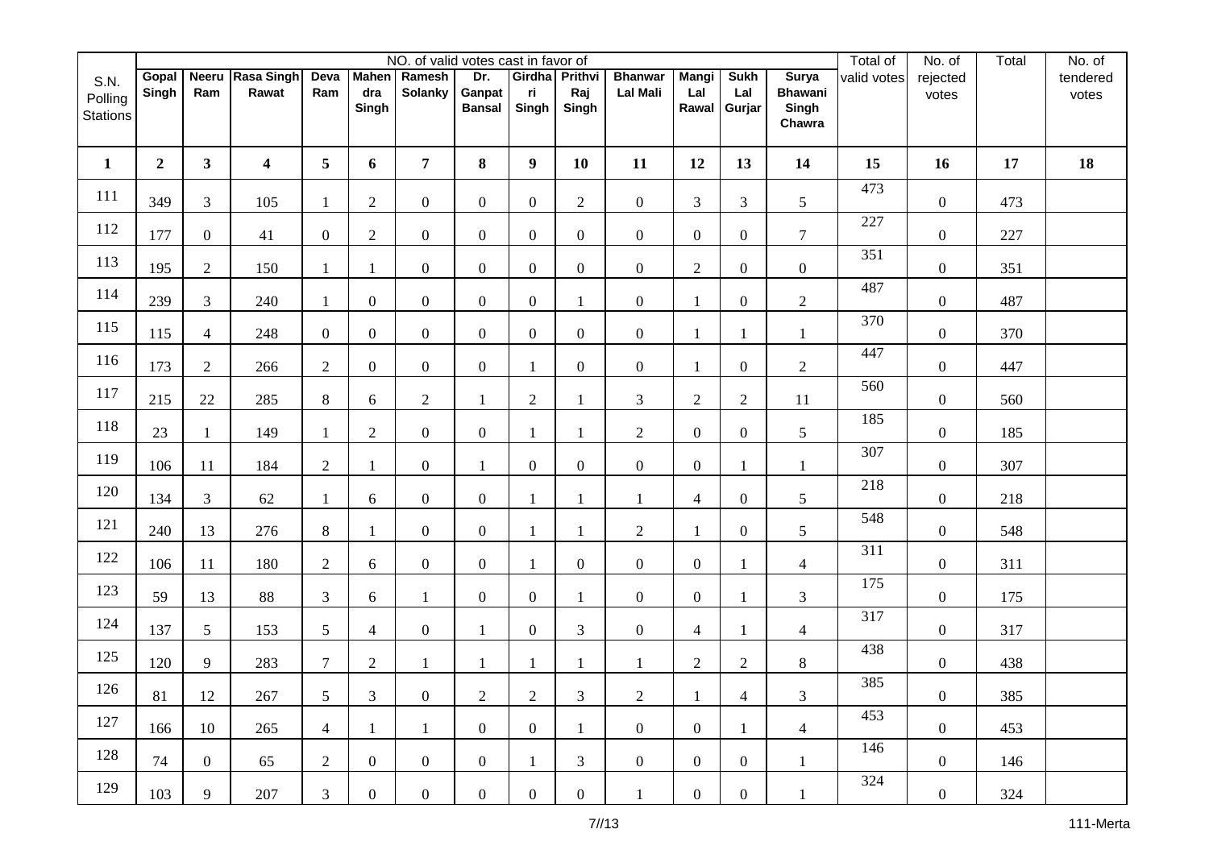| S.N. Polling Stations | NO. of valid votes cast in favor of | | | | | | | | | | | | | Total of valid votes | No. of rejected votes | Total | No. of tendered votes |
|---|---|---|---|---|---|---|---|---|---|---|---|---|---|---|---|---|---|
| | Gopal Singh | Neeru Ram | Rasa Singh Rawat | Deva Ram | Mahendra Singh | Ramesh Solanky | Dr. Ganpat Bansal | Girdhari Singh | Prithvi Raj Singh | Bhanwar Lal Mali | Mangi Lal Rawal | Sukh Lal Gurjar | Surya Bhawani Singh Chawra | | | | |
| 1 | 2 | 3 | 4 | 5 | 6 | 7 | 8 | 9 | 10 | 11 | 12 | 13 | 14 | 15 | 16 | 17 | 18 |
| 111 | 349 | 3 | 105 | 1 | 2 | 0 | 0 | 0 | 2 | 0 | 3 | 3 | 5 | 473 | 0 | 473 | |
| 112 | 177 | 0 | 41 | 0 | 2 | 0 | 0 | 0 | 0 | 0 | 0 | 0 | 7 | 227 | 0 | 227 | |
| 113 | 195 | 2 | 150 | 1 | 1 | 0 | 0 | 0 | 0 | 0 | 2 | 0 | 0 | 351 | 0 | 351 | |
| 114 | 239 | 3 | 240 | 1 | 0 | 0 | 0 | 0 | 1 | 0 | 1 | 0 | 2 | 487 | 0 | 487 | |
| 115 | 115 | 4 | 248 | 0 | 0 | 0 | 0 | 0 | 0 | 0 | 1 | 1 | 1 | 370 | 0 | 370 | |
| 116 | 173 | 2 | 266 | 2 | 0 | 0 | 0 | 1 | 0 | 0 | 1 | 0 | 2 | 447 | 0 | 447 | |
| 117 | 215 | 22 | 285 | 8 | 6 | 2 | 1 | 2 | 1 | 3 | 2 | 2 | 11 | 560 | 0 | 560 | |
| 118 | 23 | 1 | 149 | 1 | 2 | 0 | 0 | 1 | 1 | 2 | 0 | 0 | 5 | 185 | 0 | 185 | |
| 119 | 106 | 11 | 184 | 2 | 1 | 0 | 1 | 0 | 0 | 0 | 0 | 1 | 1 | 307 | 0 | 307 | |
| 120 | 134 | 3 | 62 | 1 | 6 | 0 | 0 | 1 | 1 | 1 | 4 | 0 | 5 | 218 | 0 | 218 | |
| 121 | 240 | 13 | 276 | 8 | 1 | 0 | 0 | 1 | 1 | 2 | 1 | 0 | 5 | 548 | 0 | 548 | |
| 122 | 106 | 11 | 180 | 2 | 6 | 0 | 0 | 1 | 0 | 0 | 0 | 1 | 4 | 311 | 0 | 311 | |
| 123 | 59 | 13 | 88 | 3 | 6 | 1 | 0 | 0 | 1 | 0 | 0 | 1 | 3 | 175 | 0 | 175 | |
| 124 | 137 | 5 | 153 | 5 | 4 | 0 | 1 | 0 | 3 | 0 | 4 | 1 | 4 | 317 | 0 | 317 | |
| 125 | 120 | 9 | 283 | 7 | 2 | 1 | 1 | 1 | 1 | 1 | 2 | 2 | 8 | 438 | 0 | 438 | |
| 126 | 81 | 12 | 267 | 5 | 3 | 0 | 2 | 2 | 3 | 2 | 1 | 4 | 3 | 385 | 0 | 385 | |
| 127 | 166 | 10 | 265 | 4 | 1 | 1 | 0 | 0 | 1 | 0 | 0 | 1 | 4 | 453 | 0 | 453 | |
| 128 | 74 | 0 | 65 | 2 | 0 | 0 | 0 | 1 | 3 | 0 | 0 | 0 | 1 | 146 | 0 | 146 | |
| 129 | 103 | 9 | 207 | 3 | 0 | 0 | 0 | 0 | 0 | 1 | 0 | 0 | 1 | 324 | 0 | 324 | |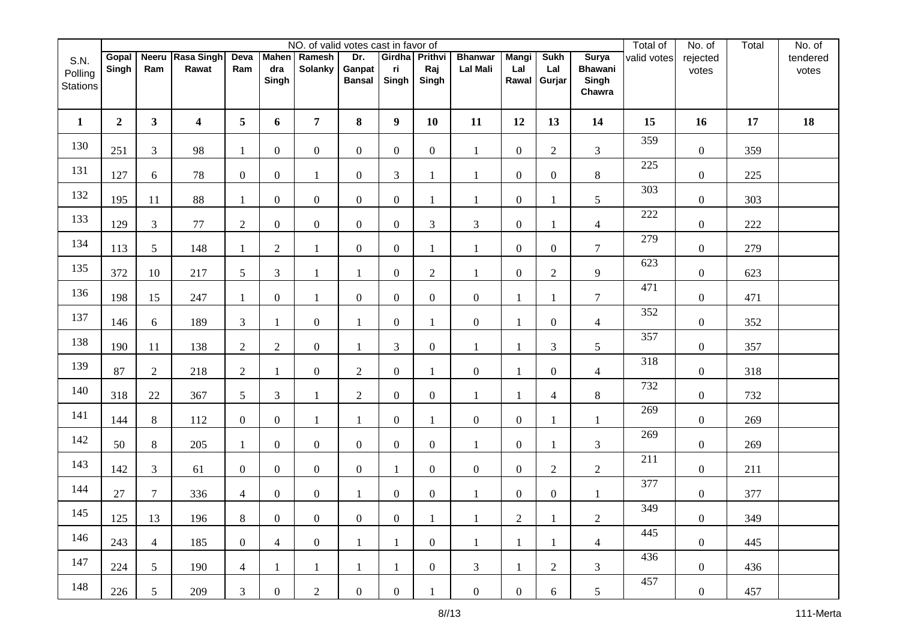| S.N. Polling Stations | NO. of valid votes cast in favor of | | | | | | | | | | | | | Total of valid votes | No. of rejected votes | Total | No. of tendered votes |
|---|---|---|---|---|---|---|---|---|---|---|---|---|---|---|---|---|---|
| | Gopal Singh | Neeru Ram | Rasa Singh Rawat | Deva Ram | Mahendra Singh | Ramesh Solanky | Dr. Ganpat Bansal | Girdhari Singh | Prithvi Raj Singh | Bhanwar Lal Mali | Mangi Lal Rawal | Sukh Lal Gurjar | Surya Bhawani Singh Chawra | | | | |
| **1** | **2** | **3** | **4** | **5** | **6** | **7** | **8** | **9** | **10** | **11** | **12** | **13** | **14** | **15** | **16** | **17** | **18** |
| 130 | 251 | 3 | 98 | 1 | 0 | 0 | 0 | 0 | 0 | 1 | 0 | 2 | 3 | 359 | 0 | 359 | |
| 131 | 127 | 6 | 78 | 0 | 0 | 1 | 0 | 3 | 1 | 1 | 0 | 0 | 8 | 225 | 0 | 225 | |
| 132 | 195 | 11 | 88 | 1 | 0 | 0 | 0 | 0 | 1 | 1 | 0 | 1 | 5 | 303 | 0 | 303 | |
| 133 | 129 | 3 | 77 | 2 | 0 | 0 | 0 | 0 | 3 | 3 | 0 | 1 | 4 | 222 | 0 | 222 | |
| 134 | 113 | 5 | 148 | 1 | 2 | 1 | 0 | 0 | 1 | 1 | 0 | 0 | 7 | 279 | 0 | 279 | |
| 135 | 372 | 10 | 217 | 5 | 3 | 1 | 1 | 0 | 2 | 1 | 0 | 2 | 9 | 623 | 0 | 623 | |
| 136 | 198 | 15 | 247 | 1 | 0 | 1 | 0 | 0 | 0 | 0 | 1 | 1 | 7 | 471 | 0 | 471 | |
| 137 | 146 | 6 | 189 | 3 | 1 | 0 | 1 | 0 | 1 | 0 | 1 | 0 | 4 | 352 | 0 | 352 | |
| 138 | 190 | 11 | 138 | 2 | 2 | 0 | 1 | 3 | 0 | 1 | 1 | 3 | 5 | 357 | 0 | 357 | |
| 139 | 87 | 2 | 218 | 2 | 1 | 0 | 2 | 0 | 1 | 0 | 1 | 0 | 4 | 318 | 0 | 318 | |
| 140 | 318 | 22 | 367 | 5 | 3 | 1 | 2 | 0 | 0 | 1 | 1 | 4 | 8 | 732 | 0 | 732 | |
| 141 | 144 | 8 | 112 | 0 | 0 | 1 | 1 | 0 | 1 | 0 | 0 | 1 | 1 | 269 | 0 | 269 | |
| 142 | 50 | 8 | 205 | 1 | 0 | 0 | 0 | 0 | 0 | 1 | 0 | 1 | 3 | 269 | 0 | 269 | |
| 143 | 142 | 3 | 61 | 0 | 0 | 0 | 0 | 1 | 0 | 0 | 0 | 2 | 2 | 211 | 0 | 211 | |
| 144 | 27 | 7 | 336 | 4 | 0 | 0 | 1 | 0 | 0 | 1 | 0 | 0 | 1 | 377 | 0 | 377 | |
| 145 | 125 | 13 | 196 | 8 | 0 | 0 | 0 | 0 | 1 | 1 | 2 | 1 | 2 | 349 | 0 | 349 | |
| 146 | 243 | 4 | 185 | 0 | 4 | 0 | 1 | 1 | 0 | 1 | 1 | 1 | 4 | 445 | 0 | 445 | |
| 147 | 224 | 5 | 190 | 4 | 1 | 1 | 1 | 1 | 0 | 3 | 1 | 2 | 3 | 436 | 0 | 436 | |
| 148 | 226 | 5 | 209 | 3 | 0 | 2 | 0 | 0 | 1 | 0 | 0 | 6 | 5 | 457 | 0 | 457 | |

111-Merta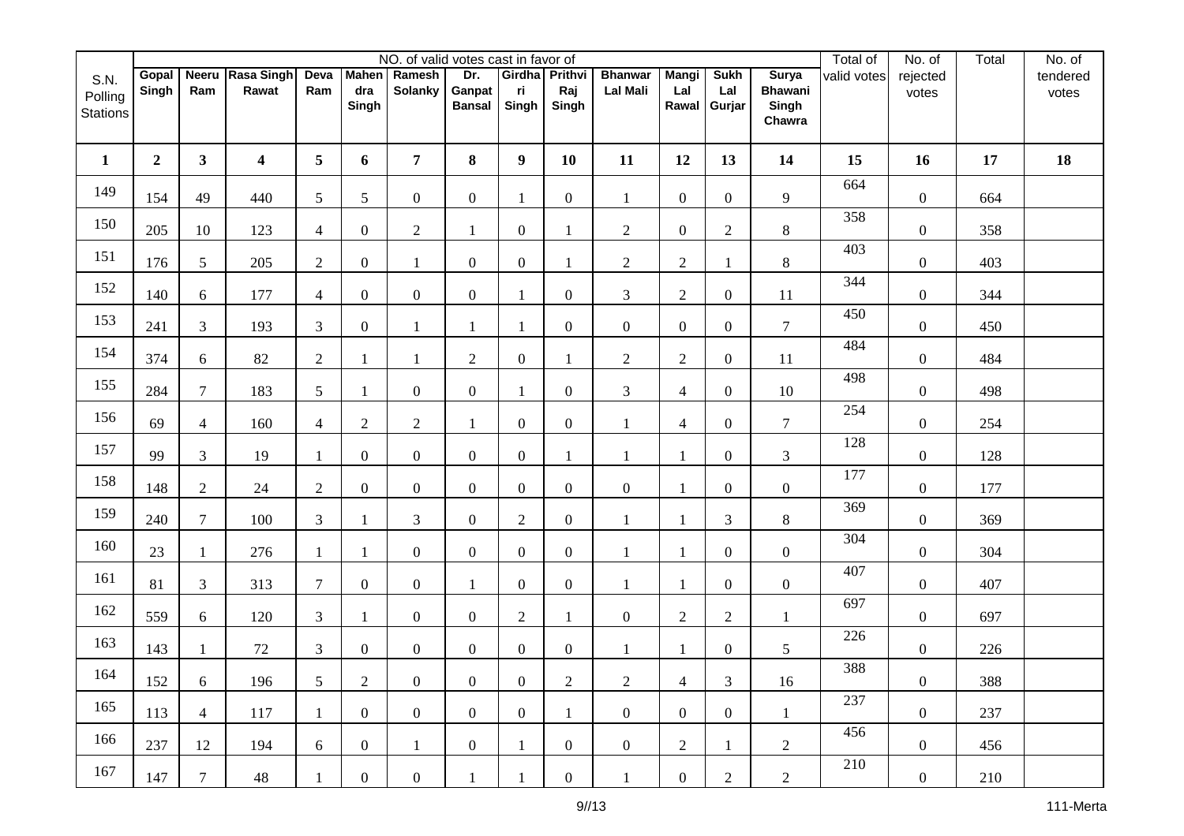| S.N. Polling Stations | NO. of valid votes cast in favor of | | | | | | | | | | | | | Total of valid votes | No. of rejected votes | Total | No. of tendered votes |
|---|---|---|---|---|---|---|---|---|---|---|---|---|---|---|---|---|---|
| | Gopal Singh | Neeru Ram | Rasa Singh Rawat | Deva Ram | Mahendra Singh | Ramesh Solanky | Dr. Ganpat Bansal | Girdhari Singh | Prithvi Raj Singh | Bhanwar Lal Mali | Mangi Lal Rawal | Sukh Lal Gurjar | Surya Bhawani Singh Chawra | | | | |
| **1** | **2** | **3** | **4** | **5** | **6** | **7** | **8** | **9** | **10** | **11** | **12** | **13** | **14** | **15** | **16** | **17** | **18** |
| 149 | 154 | 49 | 440 | 5 | 5 | 0 | 0 | 1 | 0 | 1 | 0 | 0 | 9 | 664 | 0 | 664 | |
| 150 | 205 | 10 | 123 | 4 | 0 | 2 | 1 | 0 | 1 | 2 | 0 | 2 | 8 | 358 | 0 | 358 | |
| 151 | 176 | 5 | 205 | 2 | 0 | 1 | 0 | 0 | 1 | 2 | 2 | 1 | 8 | 403 | 0 | 403 | |
| 152 | 140 | 6 | 177 | 4 | 0 | 0 | 0 | 1 | 0 | 3 | 2 | 0 | 11 | 344 | 0 | 344 | |
| 153 | 241 | 3 | 193 | 3 | 0 | 1 | 1 | 1 | 0 | 0 | 0 | 0 | 7 | 450 | 0 | 450 | |
| 154 | 374 | 6 | 82 | 2 | 1 | 1 | 2 | 0 | 1 | 2 | 2 | 0 | 11 | 484 | 0 | 484 | |
| 155 | 284 | 7 | 183 | 5 | 1 | 0 | 0 | 1 | 0 | 3 | 4 | 0 | 10 | 498 | 0 | 498 | |
| 156 | 69 | 4 | 160 | 4 | 2 | 2 | 1 | 0 | 0 | 1 | 4 | 0 | 7 | 254 | 0 | 254 | |
| 157 | 99 | 3 | 19 | 1 | 0 | 0 | 0 | 0 | 1 | 1 | 1 | 0 | 3 | 128 | 0 | 128 | |
| 158 | 148 | 2 | 24 | 2 | 0 | 0 | 0 | 0 | 0 | 0 | 1 | 0 | 0 | 177 | 0 | 177 | |
| 159 | 240 | 7 | 100 | 3 | 1 | 3 | 0 | 2 | 0 | 1 | 1 | 3 | 8 | 369 | 0 | 369 | |
| 160 | 23 | 1 | 276 | 1 | 1 | 0 | 0 | 0 | 0 | 1 | 1 | 0 | 0 | 304 | 0 | 304 | |
| 161 | 81 | 3 | 313 | 7 | 0 | 0 | 1 | 0 | 0 | 1 | 1 | 0 | 0 | 407 | 0 | 407 | |
| 162 | 559 | 6 | 120 | 3 | 1 | 0 | 0 | 2 | 1 | 0 | 2 | 2 | 1 | 697 | 0 | 697 | |
| 163 | 143 | 1 | 72 | 3 | 0 | 0 | 0 | 0 | 0 | 1 | 1 | 0 | 5 | 226 | 0 | 226 | |
| 164 | 152 | 6 | 196 | 5 | 2 | 0 | 0 | 0 | 2 | 2 | 4 | 3 | 16 | 388 | 0 | 388 | |
| 165 | 113 | 4 | 117 | 1 | 0 | 0 | 0 | 0 | 1 | 0 | 0 | 0 | 1 | 237 | 0 | 237 | |
| 166 | 237 | 12 | 194 | 6 | 0 | 1 | 0 | 1 | 0 | 0 | 2 | 1 | 2 | 456 | 0 | 456 | |
| 167 | 147 | 7 | 48 | 1 | 0 | 0 | 1 | 1 | 0 | 1 | 0 | 2 | 2 | 210 | 0 | 210 | |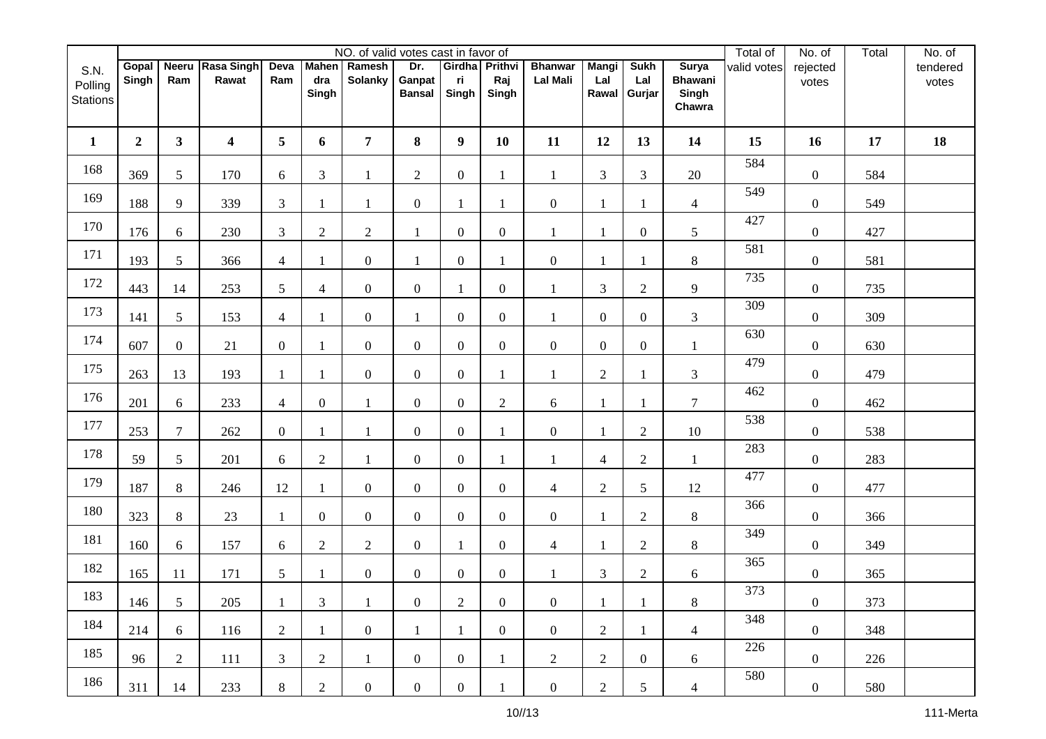| S.N. Polling Stations | NO. of valid votes cast in favor of | | | | | | | | | | | | | Total of valid votes | No. of rejected votes | Total | No. of tendered votes |
|---|---|---|---|---|---|---|---|---|---|---|---|---|---|---|---|---|---|
| | Gopal Singh | Neeru Ram | Rasa Singh Rawat | Deva Ram | Mahendra Singh | Ramesh Solanky | Dr. Ganpat Bansal | Girdhari Singh | Prithvi Raj Singh | Bhanwar Lal Mali | Mangi Lal Rawal | Sukh Lal Gurjar | Surya Bhawani Singh Chawra | | | | |
| 1 | 2 | 3 | 4 | 5 | 6 | 7 | 8 | 9 | 10 | 11 | 12 | 13 | 14 | 15 | 16 | 17 | 18 |
| 168 | 369 | 5 | 170 | 6 | 3 | 1 | 2 | 0 | 1 | 1 | 3 | 3 | 20 | 584 | 0 | 584 | |
| 169 | 188 | 9 | 339 | 3 | 1 | 1 | 0 | 1 | 1 | 0 | 1 | 1 | 4 | 549 | 0 | 549 | |
| 170 | 176 | 6 | 230 | 3 | 2 | 2 | 1 | 0 | 0 | 1 | 1 | 0 | 5 | 427 | 0 | 427 | |
| 171 | 193 | 5 | 366 | 4 | 1 | 0 | 1 | 0 | 1 | 0 | 1 | 1 | 8 | 581 | 0 | 581 | |
| 172 | 443 | 14 | 253 | 5 | 4 | 0 | 0 | 1 | 0 | 1 | 3 | 2 | 9 | 735 | 0 | 735 | |
| 173 | 141 | 5 | 153 | 4 | 1 | 0 | 1 | 0 | 0 | 1 | 0 | 0 | 3 | 309 | 0 | 309 | |
| 174 | 607 | 0 | 21 | 0 | 1 | 0 | 0 | 0 | 0 | 0 | 0 | 0 | 1 | 630 | 0 | 630 | |
| 175 | 263 | 13 | 193 | 1 | 1 | 0 | 0 | 0 | 1 | 1 | 2 | 1 | 3 | 479 | 0 | 479 | |
| 176 | 201 | 6 | 233 | 4 | 0 | 1 | 0 | 0 | 2 | 6 | 1 | 1 | 7 | 462 | 0 | 462 | |
| 177 | 253 | 7 | 262 | 0 | 1 | 1 | 0 | 0 | 1 | 0 | 1 | 2 | 10 | 538 | 0 | 538 | |
| 178 | 59 | 5 | 201 | 6 | 2 | 1 | 0 | 0 | 1 | 1 | 4 | 2 | 1 | 283 | 0 | 283 | |
| 179 | 187 | 8 | 246 | 12 | 1 | 0 | 0 | 0 | 0 | 4 | 2 | 5 | 12 | 477 | 0 | 477 | |
| 180 | 323 | 8 | 23 | 1 | 0 | 0 | 0 | 0 | 0 | 0 | 1 | 2 | 8 | 366 | 0 | 366 | |
| 181 | 160 | 6 | 157 | 6 | 2 | 2 | 0 | 1 | 0 | 4 | 1 | 2 | 8 | 349 | 0 | 349 | |
| 182 | 165 | 11 | 171 | 5 | 1 | 0 | 0 | 0 | 0 | 1 | 3 | 2 | 6 | 365 | 0 | 365 | |
| 183 | 146 | 5 | 205 | 1 | 3 | 1 | 0 | 2 | 0 | 0 | 1 | 1 | 8 | 373 | 0 | 373 | |
| 184 | 214 | 6 | 116 | 2 | 1 | 0 | 1 | 1 | 0 | 0 | 2 | 1 | 4 | 348 | 0 | 348 | |
| 185 | 96 | 2 | 111 | 3 | 2 | 1 | 0 | 0 | 1 | 2 | 2 | 0 | 6 | 226 | 0 | 226 | |
| 186 | 311 | 14 | 233 | 8 | 2 | 0 | 0 | 0 | 1 | 0 | 2 | 5 | 4 | 580 | 0 | 580 | |

111-Merta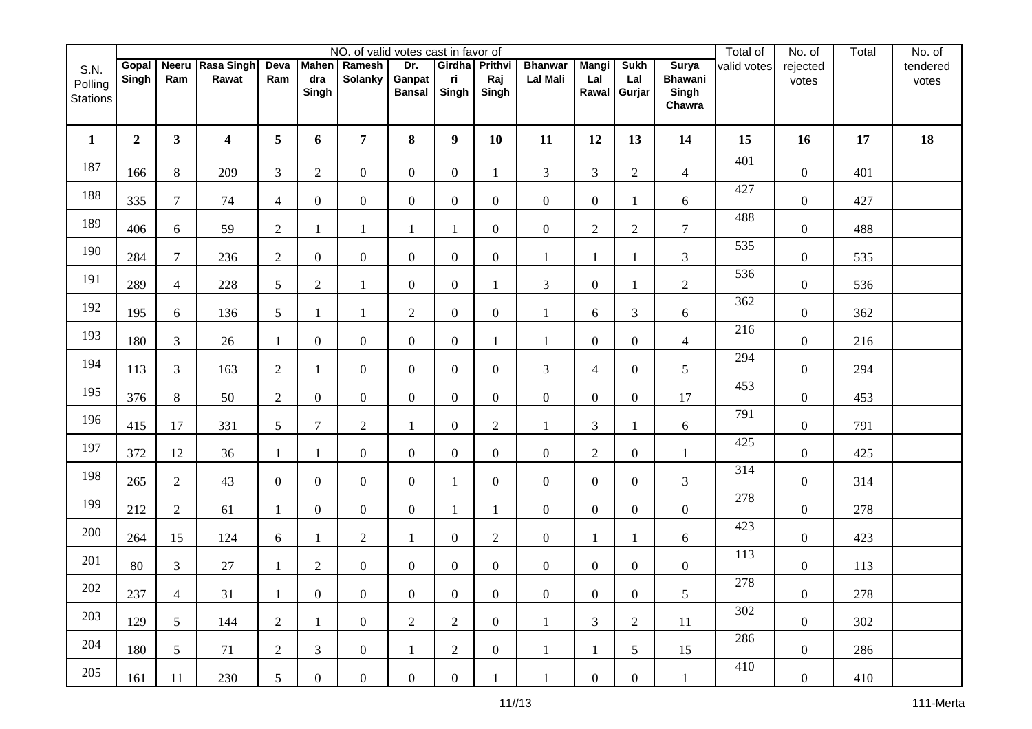| S.N. Polling Stations | NO. of valid votes cast in favor of | | | | | | | | | | | | | Total of valid votes | No. of rejected votes | Total | No. of tendered votes |
|---|---|---|---|---|---|---|---|---|---|---|---|---|---|---|---|---|---|
| | Gopal Singh | Neeru Ram | Rasa Singh Rawat | Deva Ram | Mahendra Singh | Ramesh Solanky | Dr. Ganpat Bansal | Girdhari Singh | Prithvi Raj Singh | Bhanwar Lal Mali | Mangi Lal Rawal | Sukh Lal Gurjar | Surya Bhawani Singh Chawra | | | | |
| 1 | 2 | 3 | 4 | 5 | 6 | 7 | 8 | 9 | 10 | 11 | 12 | 13 | 14 | 15 | 16 | 17 | 18 |
| 187 | 166 | 8 | 209 | 3 | 2 | 0 | 0 | 0 | 1 | 3 | 3 | 2 | 4 | 401 | 0 | 401 | |
| 188 | 335 | 7 | 74 | 4 | 0 | 0 | 0 | 0 | 0 | 0 | 0 | 1 | 6 | 427 | 0 | 427 | |
| 189 | 406 | 6 | 59 | 2 | 1 | 1 | 1 | 1 | 0 | 0 | 2 | 2 | 7 | 488 | 0 | 488 | |
| 190 | 284 | 7 | 236 | 2 | 0 | 0 | 0 | 0 | 0 | 1 | 1 | 1 | 3 | 535 | 0 | 535 | |
| 191 | 289 | 4 | 228 | 5 | 2 | 1 | 0 | 0 | 1 | 3 | 0 | 1 | 2 | 536 | 0 | 536 | |
| 192 | 195 | 6 | 136 | 5 | 1 | 1 | 2 | 0 | 0 | 1 | 6 | 3 | 6 | 362 | 0 | 362 | |
| 193 | 180 | 3 | 26 | 1 | 0 | 0 | 0 | 0 | 1 | 1 | 0 | 0 | 4 | 216 | 0 | 216 | |
| 194 | 113 | 3 | 163 | 2 | 1 | 0 | 0 | 0 | 0 | 3 | 4 | 0 | 5 | 294 | 0 | 294 | |
| 195 | 376 | 8 | 50 | 2 | 0 | 0 | 0 | 0 | 0 | 0 | 0 | 0 | 17 | 453 | 0 | 453 | |
| 196 | 415 | 17 | 331 | 5 | 7 | 2 | 1 | 0 | 2 | 1 | 3 | 1 | 6 | 791 | 0 | 791 | |
| 197 | 372 | 12 | 36 | 1 | 1 | 0 | 0 | 0 | 0 | 0 | 2 | 0 | 1 | 425 | 0 | 425 | |
| 198 | 265 | 2 | 43 | 0 | 0 | 0 | 0 | 1 | 0 | 0 | 0 | 0 | 3 | 314 | 0 | 314 | |
| 199 | 212 | 2 | 61 | 1 | 0 | 0 | 0 | 1 | 1 | 0 | 0 | 0 | 0 | 278 | 0 | 278 | |
| 200 | 264 | 15 | 124 | 6 | 1 | 2 | 1 | 0 | 2 | 0 | 1 | 1 | 6 | 423 | 0 | 423 | |
| 201 | 80 | 3 | 27 | 1 | 2 | 0 | 0 | 0 | 0 | 0 | 0 | 0 | 0 | 113 | 0 | 113 | |
| 202 | 237 | 4 | 31 | 1 | 0 | 0 | 0 | 0 | 0 | 0 | 0 | 0 | 5 | 278 | 0 | 278 | |
| 203 | 129 | 5 | 144 | 2 | 1 | 0 | 2 | 2 | 0 | 1 | 3 | 2 | 11 | 302 | 0 | 302 | |
| 204 | 180 | 5 | 71 | 2 | 3 | 0 | 1 | 2 | 0 | 1 | 1 | 5 | 15 | 286 | 0 | 286 | |
| 205 | 161 | 11 | 230 | 5 | 0 | 0 | 0 | 0 | 1 | 1 | 0 | 0 | 1 | 410 | 0 | 410 | |

111-Merta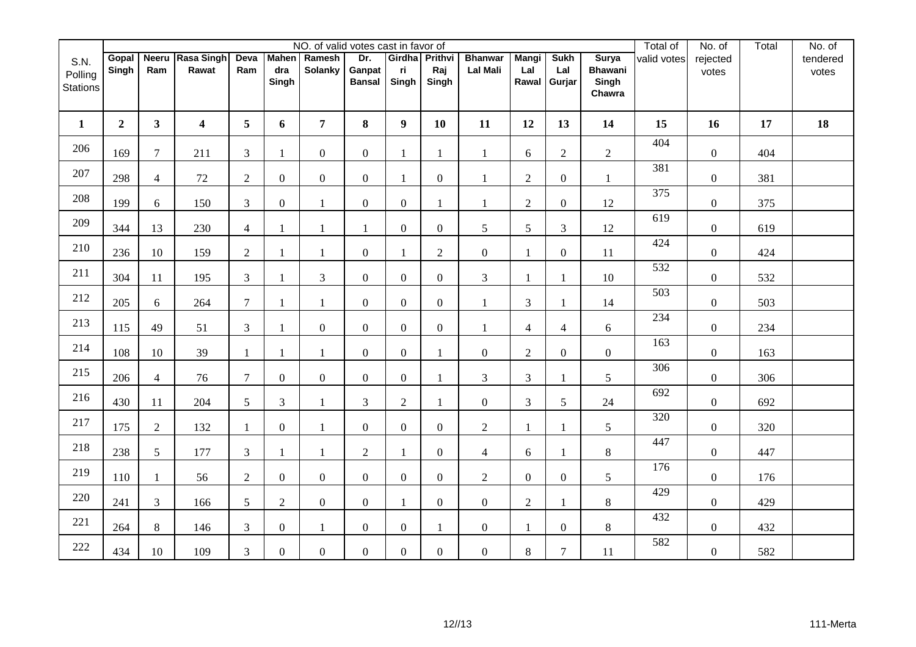| S.N. Polling Stations | NO. of valid votes cast in favor of | | | | | | | | | | | | | Total of valid votes | No. of rejected votes | Total | No. of tendered votes |
|---|---|---|---|---|---|---|---|---|---|---|---|---|---|---|---|---|---|
| | Gopal Singh | Neeru Ram | Rasa Singh Rawat | Deva Ram | Mahendra Singh | Ramesh Solanky | Dr. Ganpat Bansal | Girdhari Singh | Prithvi Raj Singh | Bhanwar Lal Mali | Mangi Lal Rawal | Sukh Lal Gurjar | Surya Bhawani Singh Chawra | | | | |
| 1 | 2 | 3 | 4 | 5 | 6 | 7 | 8 | 9 | 10 | 11 | 12 | 13 | 14 | 15 | 16 | 17 | 18 |
| 206 | 169 | 7 | 211 | 3 | 1 | 0 | 0 | 1 | 1 | 1 | 6 | 2 | 2 | 404 | 0 | 404 | |
| 207 | 298 | 4 | 72 | 2 | 0 | 0 | 0 | 1 | 0 | 1 | 2 | 0 | 1 | 381 | 0 | 381 | |
| 208 | 199 | 6 | 150 | 3 | 0 | 1 | 0 | 0 | 1 | 1 | 2 | 0 | 12 | 375 | 0 | 375 | |
| 209 | 344 | 13 | 230 | 4 | 1 | 1 | 1 | 0 | 0 | 5 | 5 | 3 | 12 | 619 | 0 | 619 | |
| 210 | 236 | 10 | 159 | 2 | 1 | 1 | 0 | 1 | 2 | 0 | 1 | 0 | 11 | 424 | 0 | 424 | |
| 211 | 304 | 11 | 195 | 3 | 1 | 3 | 0 | 0 | 0 | 3 | 1 | 1 | 10 | 532 | 0 | 532 | |
| 212 | 205 | 6 | 264 | 7 | 1 | 1 | 0 | 0 | 0 | 1 | 3 | 1 | 14 | 503 | 0 | 503 | |
| 213 | 115 | 49 | 51 | 3 | 1 | 0 | 0 | 0 | 0 | 1 | 4 | 4 | 6 | 234 | 0 | 234 | |
| 214 | 108 | 10 | 39 | 1 | 1 | 1 | 0 | 0 | 1 | 0 | 2 | 0 | 0 | 163 | 0 | 163 | |
| 215 | 206 | 4 | 76 | 7 | 0 | 0 | 0 | 0 | 1 | 3 | 3 | 1 | 5 | 306 | 0 | 306 | |
| 216 | 430 | 11 | 204 | 5 | 3 | 1 | 3 | 2 | 1 | 0 | 3 | 5 | 24 | 692 | 0 | 692 | |
| 217 | 175 | 2 | 132 | 1 | 0 | 1 | 0 | 0 | 0 | 2 | 1 | 1 | 5 | 320 | 0 | 320 | |
| 218 | 238 | 5 | 177 | 3 | 1 | 1 | 2 | 1 | 0 | 4 | 6 | 1 | 8 | 447 | 0 | 447 | |
| 219 | 110 | 1 | 56 | 2 | 0 | 0 | 0 | 0 | 0 | 2 | 0 | 0 | 5 | 176 | 0 | 176 | |
| 220 | 241 | 3 | 166 | 5 | 2 | 0 | 0 | 1 | 0 | 0 | 2 | 1 | 8 | 429 | 0 | 429 | |
| 221 | 264 | 8 | 146 | 3 | 0 | 1 | 0 | 0 | 1 | 0 | 1 | 0 | 8 | 432 | 0 | 432 | |
| 222 | 434 | 10 | 109 | 3 | 0 | 0 | 0 | 0 | 0 | 0 | 8 | 7 | 11 | 582 | 0 | 582 | |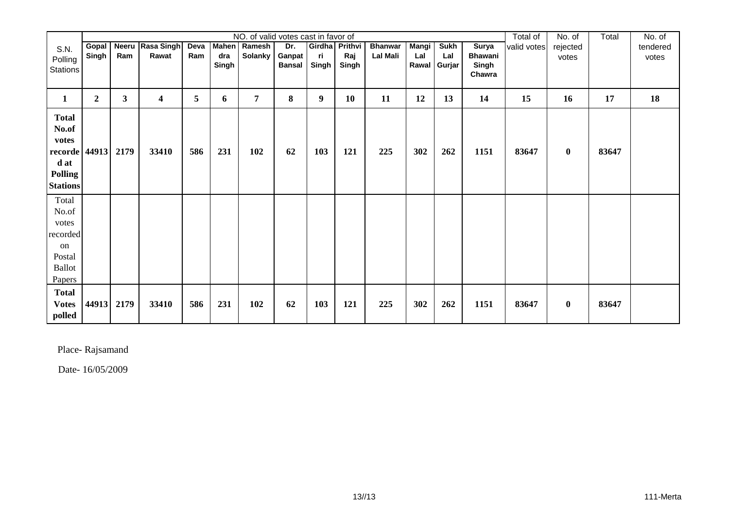| S.N. Polling Stations | NO. of valid votes cast in favor of | | | | | | | | | | | | | Total of valid votes | No. of rejected votes | Total | No. of tendered votes |
|---|---|---|---|---|---|---|---|---|---|---|---|---|---|---|---|---|---|
| | Gopal Singh | Neeru Ram | Rasa Singh Rawat | Deva Ram | Mahendra Singh | Ramesh Solanky | Dr. Ganpat Bansal | Girdhari Singh | Prithvi Raj Singh | Bhanwar Lal Mali | Mangi Lal Rawal | Sukh Lal Gurjar | Surya Bhawani Singh Chawra | | | | |
| **1** | **2** | **3** | **4** | **5** | **6** | **7** | **8** | **9** | **10** | **11** | **12** | **13** | **14** | **15** | **16** | **17** | **18** |
| **Total No.of votes recorded at Polling Stations** | **44913** | **2179** | **33410** | **586** | **231** | **102** | **62** | **103** | **121** | **225** | **302** | **262** | **1151** | **83647** | **0** | **83647** | |
| Total No.of votes recorded on Postal Ballot Papers | | | | | | | | | | | | | | | | | |
| **Total Votes polled** | **44913** | **2179** | **33410** | **586** | **231** | **102** | **62** | **103** | **121** | **225** | **302** | **262** | **1151** | **83647** | **0** | **83647** | |

Place- Rajsamand

Date- 16/05/2009

111-Merta